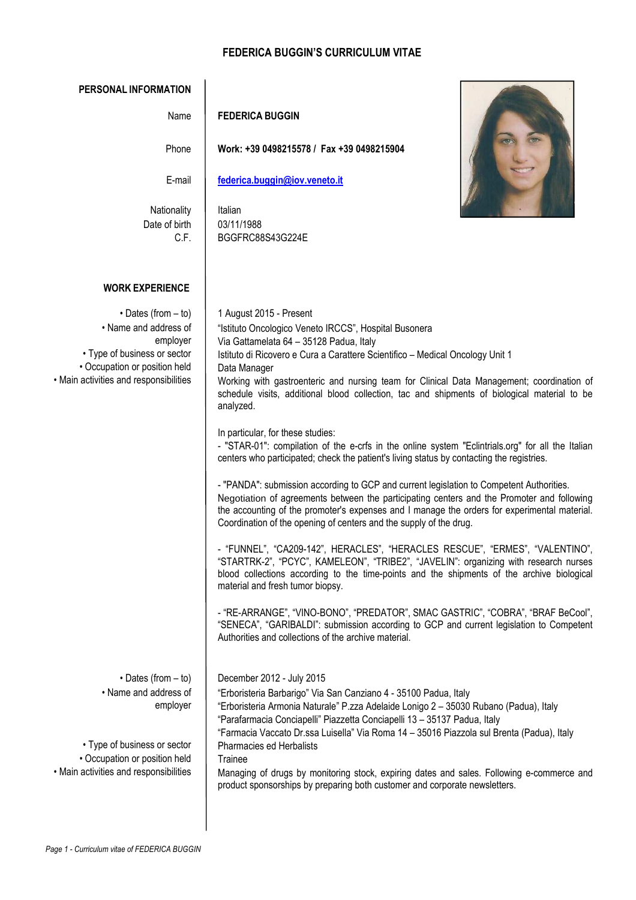# FEDERICA BUGGIN'S CURRICULUM VITAE

## PERSONAL INFORMATION

| | |
|---|---|
| Name | **FEDERICA BUGGIN** |
| Phone | **Work: +39 0498215578 / Fax +39 0498215904** |
| E-mail | **federica.buggin@iov.veneto.it** |
| Nationality | Italian |
| Date of birth | 03/11/1988 |
| C.F. | BGGFRC88S43G224E |

## WORK EXPERIENCE

| | |
|---|---|
| • Dates (from – to) | 1 August 2015 - Present |
| • Name and address of employer | "Istituto Oncologico Veneto IRCCS", Hospital Busonera<br>Via Gattamelata 64 – 35128 Padua, Italy |
| • Type of business or sector | Istituto di Ricovero e Cura a Carattere Scientifico – Medical Oncology Unit 1 |
| • Occupation or position held | Data Manager |
| • Main activities and responsibilities | Working with gastroenteric and nursing team for Clinical Data Management; coordination of schedule visits, additional blood collection, tac and shipments of biological material to be analyzed. |

In particular, for these studies:

- "STAR-01": compilation of the e-crfs in the online system "Eclintrials.org" for all the Italian centers who participated; check the patient's living status by contacting the registries.

- "PANDA": submission according to GCP and current legislation to Competent Authorities. Negotiation of agreements between the participating centers and the Promoter and following the accounting of the promoter's expenses and I manage the orders for experimental material. Coordination of the opening of centers and the supply of the drug.

- "FUNNEL", "CA209-142", HERACLES", "HERACLES RESCUE", "ERMES", "VALENTINO", "STARTRK-2", "PCYC", KAMELEON", "TRIBE2", "JAVELIN": organizing with research nurses blood collections according to the time-points and the shipments of the archive biological material and fresh tumor biopsy.

- "RE-ARRANGE", "VINO-BONO", "PREDATOR", SMAC GASTRIC", "COBRA", "BRAF BeCool", "SENECA", "GARIBALDI": submission according to GCP and current legislation to Competent Authorities and collections of the archive material.

| | |
|---|---|
| • Dates (from – to) | December 2012 - July 2015 |
| • Name and address of employer | "Erboristeria Barbarigo" Via San Canziano 4 - 35100 Padua, Italy<br>"Erboristeria Armonia Naturale" P.zza Adelaide Lonigo 2 – 35030 Rubano (Padua), Italy<br>"Parafarmacia Conciapelli" Piazzetta Conciapelli 13 – 35137 Padua, Italy<br>"Farmacia Vaccato Dr.ssa Luisella" Via Roma 14 – 35016 Piazzola sul Brenta (Padua), Italy |
| • Type of business or sector | Pharmacies ed Herbalists |
| • Occupation or position held | Trainee |
| • Main activities and responsibilities | Managing of drugs by monitoring stock, expiring dates and sales. Following e-commerce and product sponsorships by preparing both customer and corporate newsletters. |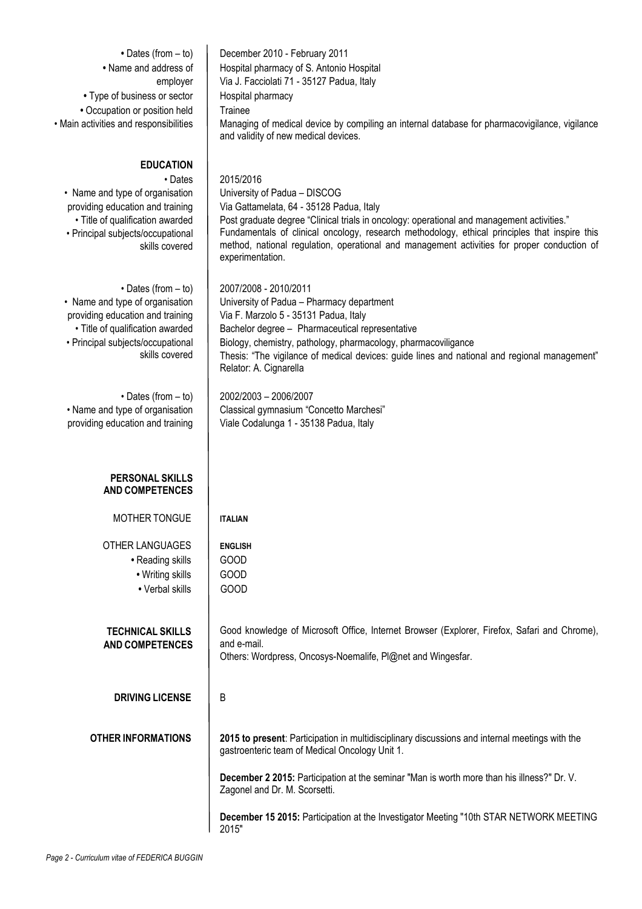- **Dates (from – to)**: December 2010 - February 2011
- **Name and address of employer**: Hospital pharmacy of S. Antonio Hospital
  Via J. Facciolati 71 - 35127 Padua, Italy
- **Type of business or sector**: Hospital pharmacy
- **Occupation or position held**: Trainee
- **Main activities and responsibilities**: Managing of medical device by compiling an internal database for pharmacovigilance, vigilance and validity of new medical devices.

## EDUCATION

- **Dates**: 2015/2016
- **Name and type of organisation providing education and training**: University of Padua – DISCOG
  Via Gattamelata, 64 - 35128 Padua, Italy
- **Title of qualification awarded**: Post graduate degree "Clinical trials in oncology: operational and management activities."
- **Principal subjects/occupational skills covered**: Fundamentals of clinical oncology, research methodology, ethical principles that inspire this method, national regulation, operational and management activities for proper conduction of experimentation.

- **Dates (from – to)**: 2007/2008 - 2010/2011
- **Name and type of organisation providing education and training**: University of Padua – Pharmacy department
  Via F. Marzolo 5 - 35131 Padua, Italy
- **Title of qualification awarded**: Bachelor degree – Pharmaceutical representative
- **Principal subjects/occupational skills covered**: Biology, chemistry, pathology, pharmacology, pharmacoviligance
  Thesis: "The vigilance of medical devices: guide lines and national and regional management"
  Relator: A. Cignarella

- **Dates (from – to)**: 2002/2003 – 2006/2007
- **Name and type of organisation providing education and training**: Classical gymnasium "Concetto Marchesi"
  Viale Codalunga 1 - 35138 Padua, Italy

## PERSONAL SKILLS AND COMPETENCES

**MOTHER TONGUE**: **ITALIAN**

**OTHER LANGUAGES**: **ENGLISH**

- **Reading skills**: GOOD
- **Writing skills**: GOOD
- **Verbal skills**: GOOD

## TECHNICAL SKILLS AND COMPETENCES

Good knowledge of Microsoft Office, Internet Browser (Explorer, Firefox, Safari and Chrome), and e-mail.
Others: Wordpress, Oncosys-Noemalife, Pl@net and Wingesfar.

## DRIVING LICENSE

B

## OTHER INFORMATIONS

**2015 to present**: Participation in multidisciplinary discussions and internal meetings with the gastroenteric team of Medical Oncology Unit 1.

**December 2 2015:** Participation at the seminar "Man is worth more than his illness?" Dr. V. Zagonel and Dr. M. Scorsetti.

**December 15 2015:** Participation at the Investigator Meeting "10th STAR NETWORK MEETING 2015"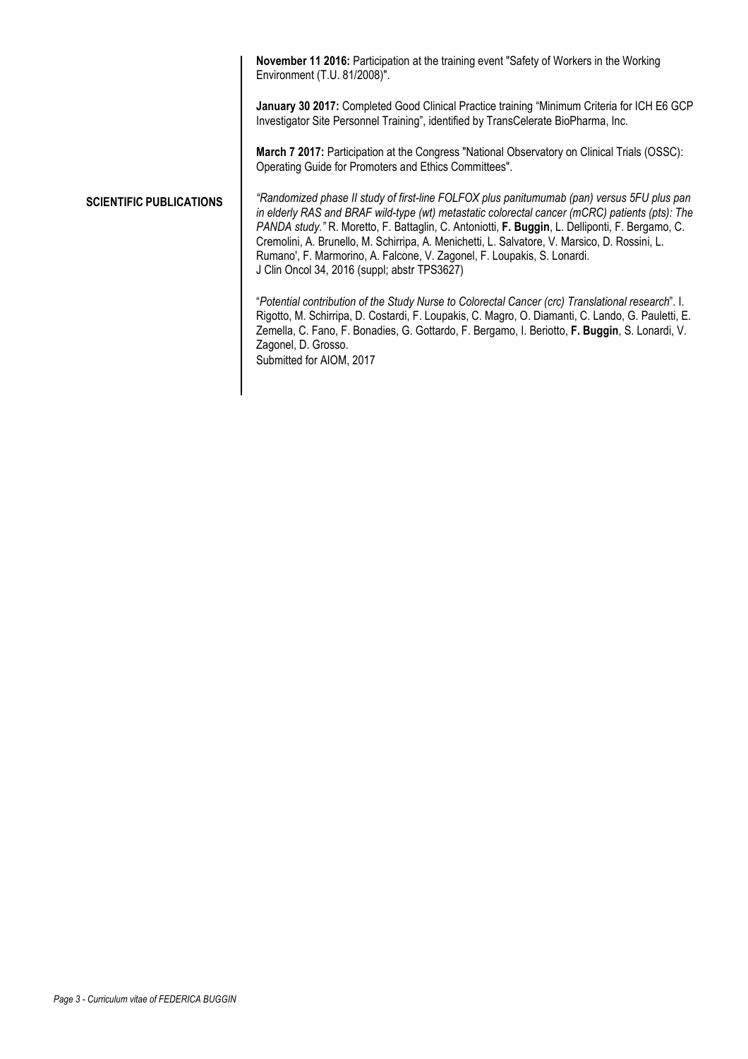**November 11 2016:** Participation at the training event "Safety of Workers in the Working Environment (T.U. 81/2008)".

**January 30 2017:** Completed Good Clinical Practice training "Minimum Criteria for ICH E6 GCP Investigator Site Personnel Training", identified by TransCelerate BioPharma, Inc.

**March 7 2017:** Participation at the Congress "National Observatory on Clinical Trials (OSSC): Operating Guide for Promoters and Ethics Committees".

**SCIENTIFIC PUBLICATIONS**

*"Randomized phase II study of first-line FOLFOX plus panitumumab (pan) versus 5FU plus pan in elderly RAS and BRAF wild-type (wt) metastatic colorectal cancer (mCRC) patients (pts): The PANDA study."* R. Moretto, F. Battaglin, C. Antoniotti, **F. Buggin**, L. Delliponti, F. Bergamo, C. Cremolini, A. Brunello, M. Schirripa, A. Menichetti, L. Salvatore, V. Marsico, D. Rossini, L. Rumano', F. Marmorino, A. Falcone, V. Zagonel, F. Loupakis, S. Lonardi.
J Clin Oncol 34, 2016 (suppl; abstr TPS3627)

"*Potential contribution of the Study Nurse to Colorectal Cancer (crc) Translational research*". I. Rigotto, M. Schirripa, D. Costardi, F. Loupakis, C. Magro, O. Diamanti, C. Lando, G. Pauletti, E. Zemella, C. Fano, F. Bonadies, G. Gottardo, F. Bergamo, I. Beriotto, **F. Buggin**, S. Lonardi, V. Zagonel, D. Grosso.
Submitted for AIOM, 2017